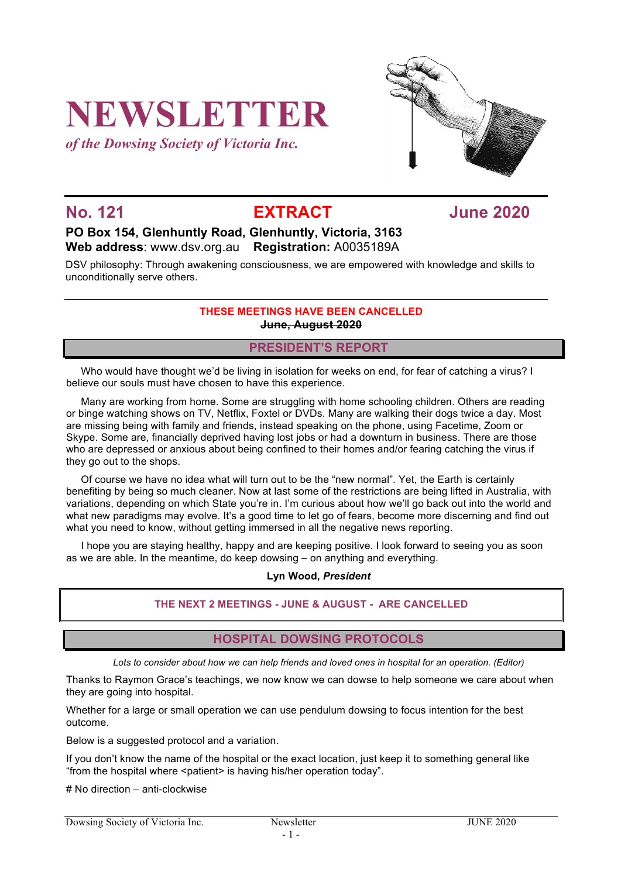# NEWSLETTER

*of the Dowsing Society of Victoria Inc.*

## No. 121 EXTRACT June 2020

**PO Box 154, Glenhuntly Road, Glenhuntly, Victoria, 3163**
**Web address**: www.dsv.org.au **Registration:** A0035189A

DSV philosophy: Through awakening consciousness, we are empowered with knowledge and skills to unconditionally serve others.

**THESE MEETINGS HAVE BEEN CANCELLED**
~~**June, August 2020**~~

## PRESIDENT'S REPORT

Who would have thought we'd be living in isolation for weeks on end, for fear of catching a virus? I believe our souls must have chosen to have this experience.

Many are working from home. Some are struggling with home schooling children. Others are reading or binge watching shows on TV, Netflix, Foxtel or DVDs. Many are walking their dogs twice a day. Most are missing being with family and friends, instead speaking on the phone, using Facetime, Zoom or Skype. Some are, financially deprived having lost jobs or had a downturn in business. There are those who are depressed or anxious about being confined to their homes and/or fearing catching the virus if they go out to the shops.

Of course we have no idea what will turn out to be the "new normal". Yet, the Earth is certainly benefiting by being so much cleaner. Now at last some of the restrictions are being lifted in Australia, with variations, depending on which State you're in. I'm curious about how we'll go back out into the world and what new paradigms may evolve. It's a good time to let go of fears, become more discerning and find out what you need to know, without getting immersed in all the negative news reporting.

I hope you are staying healthy, happy and are keeping positive. I look forward to seeing you as soon as we are able. In the meantime, do keep dowsing – on anything and everything.

**Lyn Wood, *President***

**THE NEXT 2 MEETINGS - JUNE & AUGUST - ARE CANCELLED**

## HOSPITAL DOWSING PROTOCOLS

*Lots to consider about how we can help friends and loved ones in hospital for an operation. (Editor)*

Thanks to Raymon Grace's teachings, we now know we can dowse to help someone we care about when they are going into hospital.

Whether for a large or small operation we can use pendulum dowsing to focus intention for the best outcome.

Below is a suggested protocol and a variation.

If you don't know the name of the hospital or the exact location, just keep it to something general like "from the hospital where <patient> is having his/her operation today".

# No direction – anti-clockwise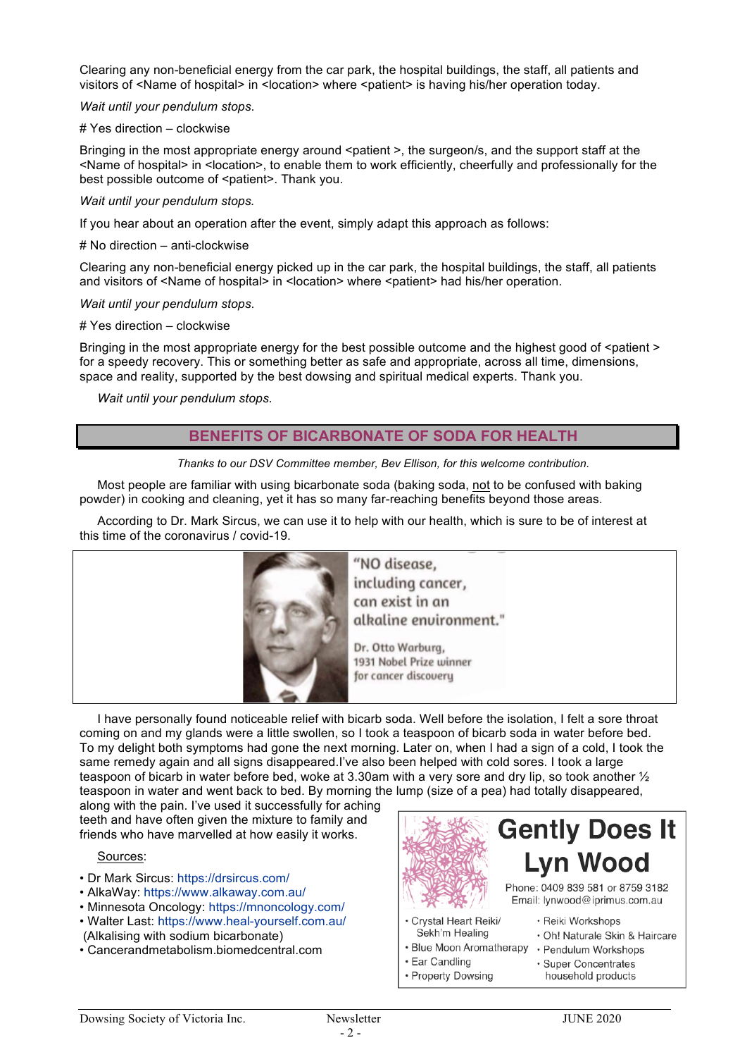Clearing any non-beneficial energy from the car park, the hospital buildings, the staff, all patients and visitors of <Name of hospital> in <location> where <patient> is having his/her operation today.

*Wait until your pendulum stops.*

# Yes direction – clockwise

Bringing in the most appropriate energy around <patient >, the surgeon/s, and the support staff at the <Name of hospital> in <location>, to enable them to work efficiently, cheerfully and professionally for the best possible outcome of <patient>. Thank you.

*Wait until your pendulum stops.*

If you hear about an operation after the event, simply adapt this approach as follows:

# No direction – anti-clockwise

Clearing any non-beneficial energy picked up in the car park, the hospital buildings, the staff, all patients and visitors of <Name of hospital> in <location> where <patient> had his/her operation.

*Wait until your pendulum stops.*

# Yes direction – clockwise

Bringing in the most appropriate energy for the best possible outcome and the highest good of <patient > for a speedy recovery. This or something better as safe and appropriate, across all time, dimensions, space and reality, supported by the best dowsing and spiritual medical experts. Thank you.

*Wait until your pendulum stops.*

## BENEFITS OF BICARBONATE OF SODA FOR HEALTH

*Thanks to our DSV Committee member, Bev Ellison, for this welcome contribution.*

Most people are familiar with using bicarbonate soda (baking soda, not to be confused with baking powder) in cooking and cleaning, yet it has so many far-reaching benefits beyond those areas.

According to Dr. Mark Sircus, we can use it to help with our health, which is sure to be of interest at this time of the coronavirus / covid-19.

"NO disease, including cancer, can exist in an alkaline environment."

Dr. Otto Warburg, 1931 Nobel Prize winner for cancer discovery

I have personally found noticeable relief with bicarb soda. Well before the isolation, I felt a sore throat coming on and my glands were a little swollen, so I took a teaspoon of bicarb soda in water before bed. To my delight both symptoms had gone the next morning. Later on, when I had a sign of a cold, I took the same remedy again and all signs disappeared.I've also been helped with cold sores. I took a large teaspoon of bicarb in water before bed, woke at 3.30am with a very sore and dry lip, so took another ½ teaspoon in water and went back to bed. By morning the lump (size of a pea) had totally disappeared, along with the pain. I've used it successfully for aching teeth and have often given the mixture to family and friends who have marvelled at how easily it works.

Sources:

- Dr Mark Sircus: https://drsircus.com/
- AlkaWay: https://www.alkaway.com.au/
- Minnesota Oncology: https://mnoncology.com/
- Walter Last: https://www.heal-yourself.com.au/ (Alkalising with sodium bicarbonate)
- Cancerandmetabolism.biomedcentral.com

**Gently Does It**
**Lyn Wood**
Phone: 0409 839 581 or 8759 3182
Email: lynwood@iprimus.com.au

- Crystal Heart Reiki/ Sekh'm Healing
- Blue Moon Aromatherapy
- Ear Candling
- Property Dowsing
- Reiki Workshops
- Oh! Naturale Skin & Haircare
- Pendulum Workshops
- Super Concentrates household products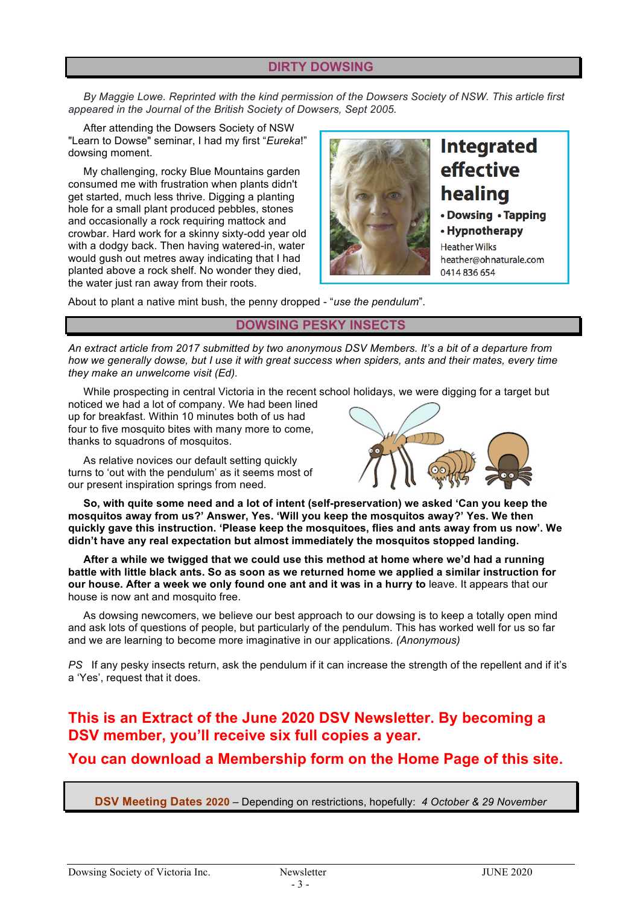## DIRTY DOWSING

*By Maggie Lowe. Reprinted with the kind permission of the Dowsers Society of NSW. This article first appeared in the Journal of the British Society of Dowsers, Sept 2005.*

After attending the Dowsers Society of NSW "Learn to Dowse" seminar, I had my first "*Eureka*!" dowsing moment.

My challenging, rocky Blue Mountains garden consumed me with frustration when plants didn't get started, much less thrive. Digging a planting hole for a small plant produced pebbles, stones and occasionally a rock requiring mattock and crowbar. Hard work for a skinny sixty-odd year old with a dodgy back. Then having watered-in, water would gush out metres away indicating that I had planted above a rock shelf. No wonder they died, the water just ran away from their roots.

About to plant a native mint bush, the penny dropped - "*use the pendulum*".

**Integrated effective healing**

- **Dowsing**
- **Tapping**
- **Hypnotherapy**

Heather Wilks
heather@ohnaturale.com
0414 836 654

## DOWSING PESKY INSECTS

*An extract article from 2017 submitted by two anonymous DSV Members. It's a bit of a departure from how we generally dowse, but I use it with great success when spiders, ants and their mates, every time they make an unwelcome visit (Ed).*

While prospecting in central Victoria in the recent school holidays, we were digging for a target but noticed we had a lot of company. We had been lined up for breakfast. Within 10 minutes both of us had four to five mosquito bites with many more to come, thanks to squadrons of mosquitos.

As relative novices our default setting quickly turns to 'out with the pendulum' as it seems most of our present inspiration springs from need.

**So, with quite some need and a lot of intent (self-preservation) we asked 'Can you keep the mosquitos away from us?' Answer, Yes. 'Will you keep the mosquitos away?' Yes. We then quickly gave this instruction. 'Please keep the mosquitoes, flies and ants away from us now'. We didn't have any real expectation but almost immediately the mosquitos stopped landing.**

**After a while we twigged that we could use this method at home where we'd had a running battle with little black ants. So as soon as we returned home we applied a similar instruction for our house. After a week we only found one ant and it was in a hurry to** leave. It appears that our house is now ant and mosquito free.

As dowsing newcomers, we believe our best approach to our dowsing is to keep a totally open mind and ask lots of questions of people, but particularly of the pendulum. This has worked well for us so far and we are learning to become more imaginative in our applications. *(Anonymous)*

*PS* If any pesky insects return, ask the pendulum if it can increase the strength of the repellent and if it's a 'Yes', request that it does.

**This is an Extract of the June 2020 DSV Newsletter. By becoming a DSV member, you'll receive six full copies a year.**

**You can download a Membership form on the Home Page of this site.**

**DSV Meeting Dates 2020** – Depending on restrictions, hopefully: *4 October & 29 November*